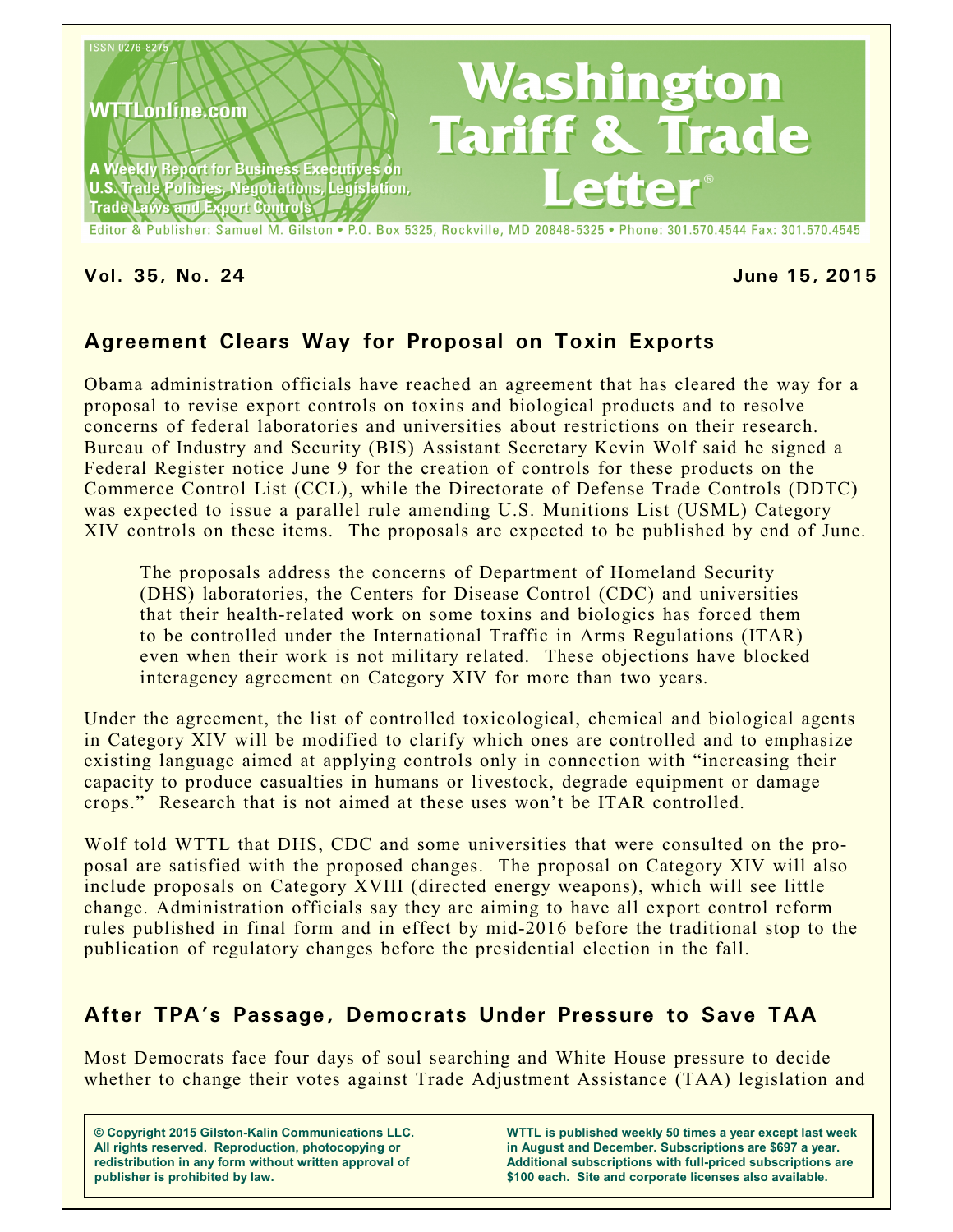ISSN 0276-8275

WTTLonline.com

A Weekly Report for Business Executives on U.S. Trade Policies, Negotiations, Legislation, Trade Laws and Export Controls

# Washington Tariff & Trade Letter®

Editor & Publisher: Samuel M. Gilston • P.O. Box 5325, Rockville, MD 20848-5325 • Phone: 301.570.4544 Fax: 301.570.4545

**Vol. 35, No. 24** **June 15, 2015**

## Agreement Clears Way for Proposal on Toxin Exports

Obama administration officials have reached an agreement that has cleared the way for a proposal to revise export controls on toxins and biological products and to resolve concerns of federal laboratories and universities about restrictions on their research. Bureau of Industry and Security (BIS) Assistant Secretary Kevin Wolf said he signed a Federal Register notice June 9 for the creation of controls for these products on the Commerce Control List (CCL), while the Directorate of Defense Trade Controls (DDTC) was expected to issue a parallel rule amending U.S. Munitions List (USML) Category XIV controls on these items. The proposals are expected to be published by end of June.

> The proposals address the concerns of Department of Homeland Security (DHS) laboratories, the Centers for Disease Control (CDC) and universities that their health-related work on some toxins and biologics has forced them to be controlled under the International Traffic in Arms Regulations (ITAR) even when their work is not military related. These objections have blocked interagency agreement on Category XIV for more than two years.

Under the agreement, the list of controlled toxicological, chemical and biological agents in Category XIV will be modified to clarify which ones are controlled and to emphasize existing language aimed at applying controls only in connection with "increasing their capacity to produce casualties in humans or livestock, degrade equipment or damage crops." Research that is not aimed at these uses won't be ITAR controlled.

Wolf told WTTL that DHS, CDC and some universities that were consulted on the proposal are satisfied with the proposed changes. The proposal on Category XIV will also include proposals on Category XVIII (directed energy weapons), which will see little change. Administration officials say they are aiming to have all export control reform rules published in final form and in effect by mid-2016 before the traditional stop to the publication of regulatory changes before the presidential election in the fall.

## After TPA's Passage, Democrats Under Pressure to Save TAA

Most Democrats face four days of soul searching and White House pressure to decide whether to change their votes against Trade Adjustment Assistance (TAA) legislation and

**© Copyright 2015 Gilston-Kalin Communications LLC. All rights reserved. Reproduction, photocopying or redistribution in any form without written approval of publisher is prohibited by law.**

**WTTL is published weekly 50 times a year except last week in August and December. Subscriptions are $697 a year. Additional subscriptions with full-priced subscriptions are $100 each. Site and corporate licenses also available.**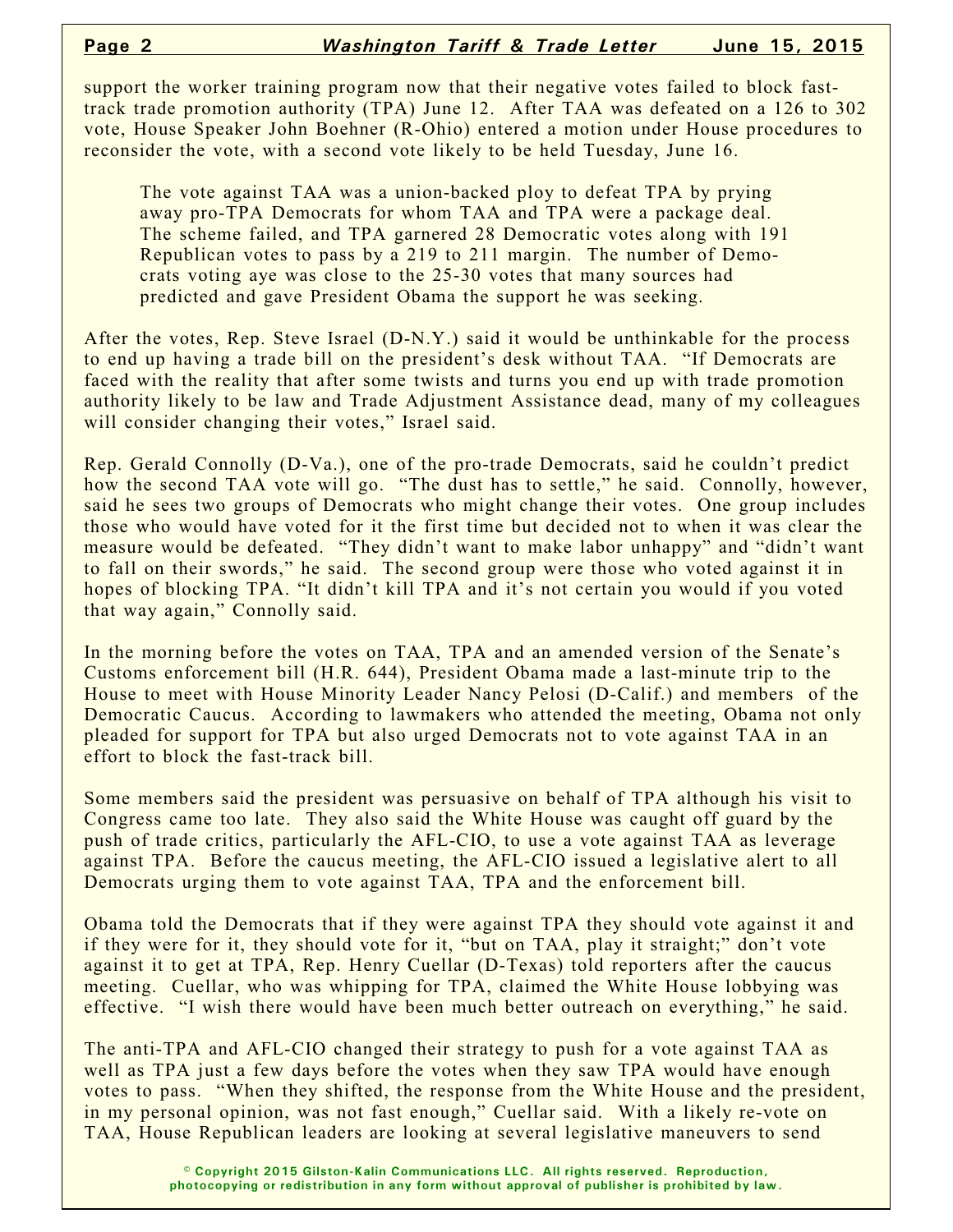support the worker training program now that their negative votes failed to block fast-track trade promotion authority (TPA) June 12. After TAA was defeated on a 126 to 302 vote, House Speaker John Boehner (R-Ohio) entered a motion under House procedures to reconsider the vote, with a second vote likely to be held Tuesday, June 16.

> The vote against TAA was a union-backed ploy to defeat TPA by prying away pro-TPA Democrats for whom TAA and TPA were a package deal. The scheme failed, and TPA garnered 28 Democratic votes along with 191 Republican votes to pass by a 219 to 211 margin. The number of Democrats voting aye was close to the 25-30 votes that many sources had predicted and gave President Obama the support he was seeking.

After the votes, Rep. Steve Israel (D-N.Y.) said it would be unthinkable for the process to end up having a trade bill on the president's desk without TAA. "If Democrats are faced with the reality that after some twists and turns you end up with trade promotion authority likely to be law and Trade Adjustment Assistance dead, many of my colleagues will consider changing their votes," Israel said.

Rep. Gerald Connolly (D-Va.), one of the pro-trade Democrats, said he couldn't predict how the second TAA vote will go. "The dust has to settle," he said. Connolly, however, said he sees two groups of Democrats who might change their votes. One group includes those who would have voted for it the first time but decided not to when it was clear the measure would be defeated. "They didn't want to make labor unhappy" and "didn't want to fall on their swords," he said. The second group were those who voted against it in hopes of blocking TPA. "It didn't kill TPA and it's not certain you would if you voted that way again," Connolly said.

In the morning before the votes on TAA, TPA and an amended version of the Senate's Customs enforcement bill (H.R. 644), President Obama made a last-minute trip to the House to meet with House Minority Leader Nancy Pelosi (D-Calif.) and members of the Democratic Caucus. According to lawmakers who attended the meeting, Obama not only pleaded for support for TPA but also urged Democrats not to vote against TAA in an effort to block the fast-track bill.

Some members said the president was persuasive on behalf of TPA although his visit to Congress came too late. They also said the White House was caught off guard by the push of trade critics, particularly the AFL-CIO, to use a vote against TAA as leverage against TPA. Before the caucus meeting, the AFL-CIO issued a legislative alert to all Democrats urging them to vote against TAA, TPA and the enforcement bill.

Obama told the Democrats that if they were against TPA they should vote against it and if they were for it, they should vote for it, "but on TAA, play it straight;" don't vote against it to get at TPA, Rep. Henry Cuellar (D-Texas) told reporters after the caucus meeting. Cuellar, who was whipping for TPA, claimed the White House lobbying was effective. "I wish there would have been much better outreach on everything," he said.

The anti-TPA and AFL-CIO changed their strategy to push for a vote against TAA as well as TPA just a few days before the votes when they saw TPA would have enough votes to pass. "When they shifted, the response from the White House and the president, in my personal opinion, was not fast enough," Cuellar said. With a likely re-vote on TAA, House Republican leaders are looking at several legislative maneuvers to send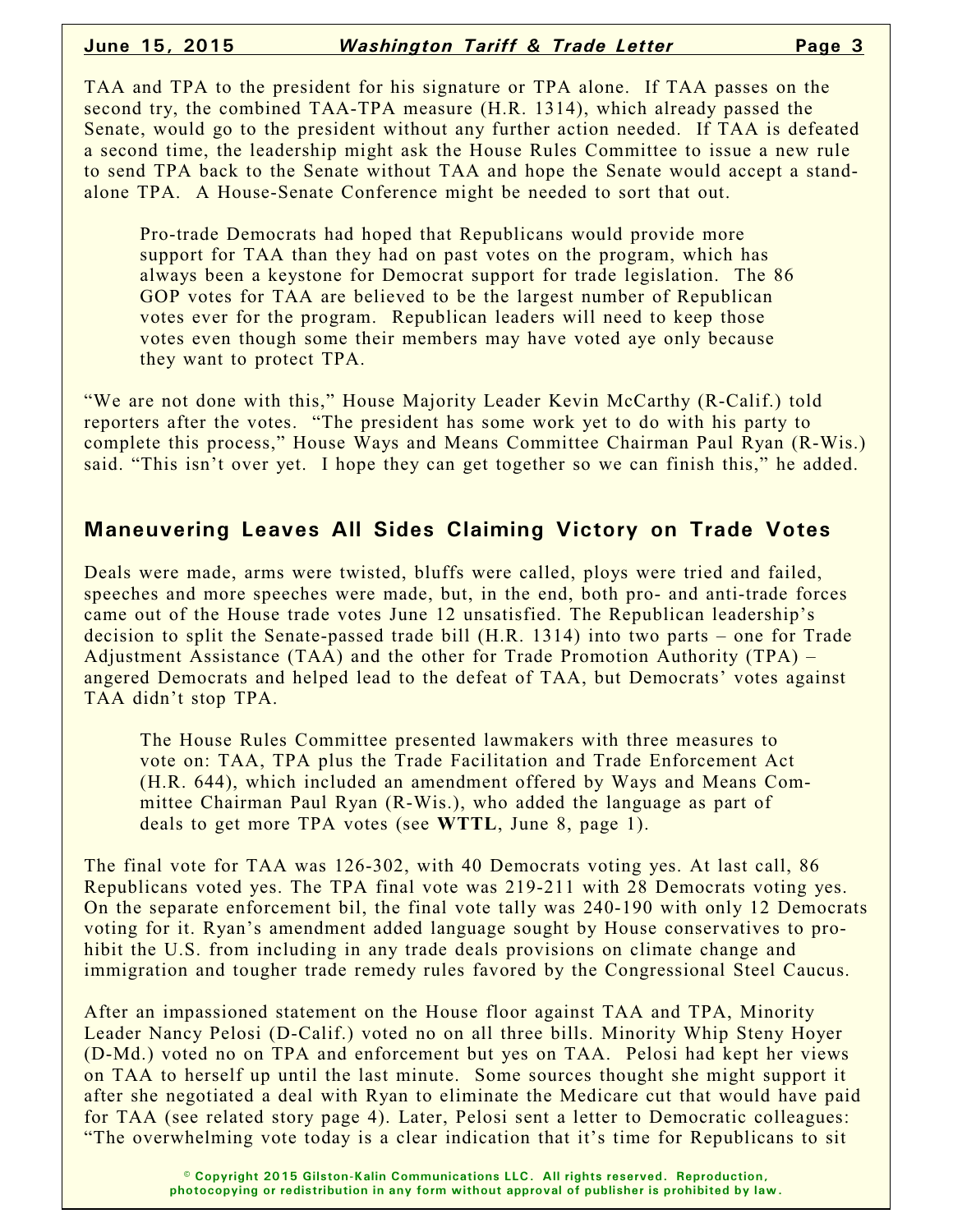TAA and TPA to the president for his signature or TPA alone. If TAA passes on the second try, the combined TAA-TPA measure (H.R. 1314), which already passed the Senate, would go to the president without any further action needed. If TAA is defeated a second time, the leadership might ask the House Rules Committee to issue a new rule to send TPA back to the Senate without TAA and hope the Senate would accept a stand-alone TPA. A House-Senate Conference might be needed to sort that out.

> Pro-trade Democrats had hoped that Republicans would provide more support for TAA than they had on past votes on the program, which has always been a keystone for Democrat support for trade legislation. The 86 GOP votes for TAA are believed to be the largest number of Republican votes ever for the program. Republican leaders will need to keep those votes even though some their members may have voted aye only because they want to protect TPA.

"We are not done with this," House Majority Leader Kevin McCarthy (R-Calif.) told reporters after the votes. "The president has some work yet to do with his party to complete this process," House Ways and Means Committee Chairman Paul Ryan (R-Wis.) said. "This isn't over yet. I hope they can get together so we can finish this," he added.

## Maneuvering Leaves All Sides Claiming Victory on Trade Votes

Deals were made, arms were twisted, bluffs were called, ploys were tried and failed, speeches and more speeches were made, but, in the end, both pro- and anti-trade forces came out of the House trade votes June 12 unsatisfied. The Republican leadership's decision to split the Senate-passed trade bill (H.R. 1314) into two parts – one for Trade Adjustment Assistance (TAA) and the other for Trade Promotion Authority (TPA) – angered Democrats and helped lead to the defeat of TAA, but Democrats' votes against TAA didn't stop TPA.

> The House Rules Committee presented lawmakers with three measures to vote on: TAA, TPA plus the Trade Facilitation and Trade Enforcement Act (H.R. 644), which included an amendment offered by Ways and Means Committee Chairman Paul Ryan (R-Wis.), who added the language as part of deals to get more TPA votes (see **WTTL**, June 8, page 1).

The final vote for TAA was 126-302, with 40 Democrats voting yes. At last call, 86 Republicans voted yes. The TPA final vote was 219-211 with 28 Democrats voting yes. On the separate enforcement bil, the final vote tally was 240-190 with only 12 Democrats voting for it. Ryan's amendment added language sought by House conservatives to prohibit the U.S. from including in any trade deals provisions on climate change and immigration and tougher trade remedy rules favored by the Congressional Steel Caucus.

After an impassioned statement on the House floor against TAA and TPA, Minority Leader Nancy Pelosi (D-Calif.) voted no on all three bills. Minority Whip Steny Hoyer (D-Md.) voted no on TPA and enforcement but yes on TAA. Pelosi had kept her views on TAA to herself up until the last minute. Some sources thought she might support it after she negotiated a deal with Ryan to eliminate the Medicare cut that would have paid for TAA (see related story page 4). Later, Pelosi sent a letter to Democratic colleagues: "The overwhelming vote today is a clear indication that it's time for Republicans to sit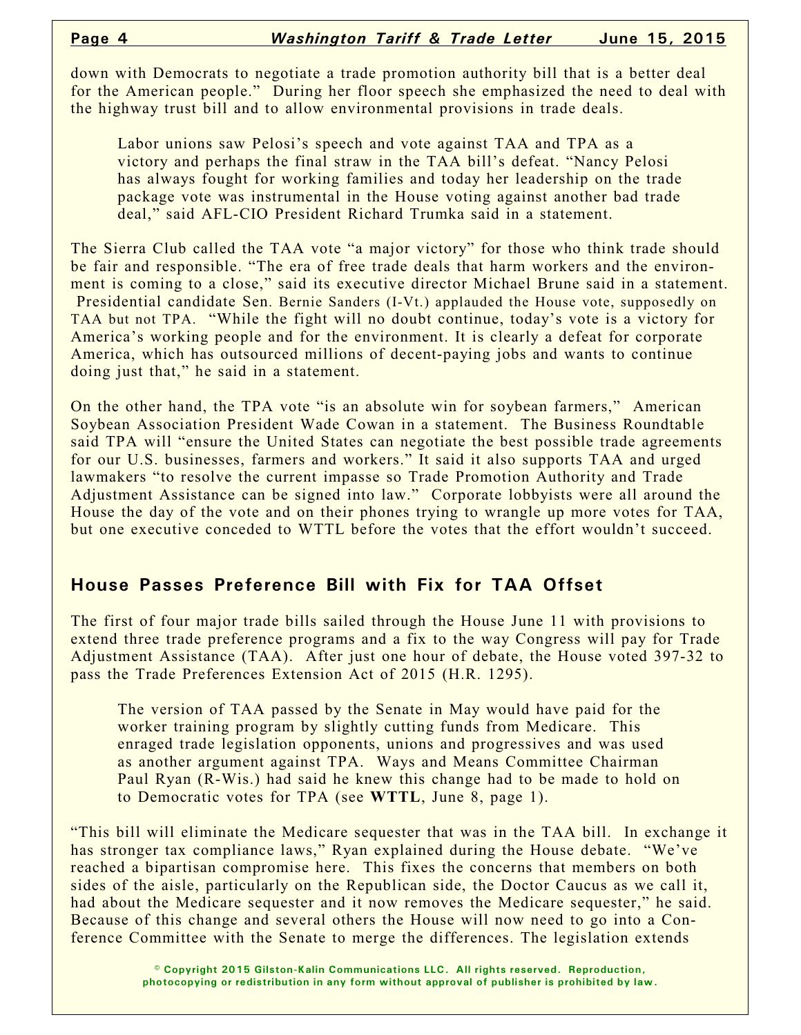down with Democrats to negotiate a trade promotion authority bill that is a better deal for the American people." During her floor speech she emphasized the need to deal with the highway trust bill and to allow environmental provisions in trade deals.

Labor unions saw Pelosi's speech and vote against TAA and TPA as a victory and perhaps the final straw in the TAA bill's defeat. "Nancy Pelosi has always fought for working families and today her leadership on the trade package vote was instrumental in the House voting against another bad trade deal," said AFL-CIO President Richard Trumka said in a statement.

The Sierra Club called the TAA vote "a major victory" for those who think trade should be fair and responsible. "The era of free trade deals that harm workers and the environment is coming to a close," said its executive director Michael Brune said in a statement. Presidential candidate Sen. Bernie Sanders (I-Vt.) applauded the House vote, supposedly on TAA but not TPA. "While the fight will no doubt continue, today's vote is a victory for America's working people and for the environment. It is clearly a defeat for corporate America, which has outsourced millions of decent-paying jobs and wants to continue doing just that," he said in a statement.

On the other hand, the TPA vote "is an absolute win for soybean farmers," American Soybean Association President Wade Cowan in a statement. The Business Roundtable said TPA will "ensure the United States can negotiate the best possible trade agreements for our U.S. businesses, farmers and workers." It said it also supports TAA and urged lawmakers "to resolve the current impasse so Trade Promotion Authority and Trade Adjustment Assistance can be signed into law." Corporate lobbyists were all around the House the day of the vote and on their phones trying to wrangle up more votes for TAA, but one executive conceded to WTTL before the votes that the effort wouldn't succeed.

## House Passes Preference Bill with Fix for TAA Offset

The first of four major trade bills sailed through the House June 11 with provisions to extend three trade preference programs and a fix to the way Congress will pay for Trade Adjustment Assistance (TAA). After just one hour of debate, the House voted 397-32 to pass the Trade Preferences Extension Act of 2015 (H.R. 1295).

The version of TAA passed by the Senate in May would have paid for the worker training program by slightly cutting funds from Medicare. This enraged trade legislation opponents, unions and progressives and was used as another argument against TPA. Ways and Means Committee Chairman Paul Ryan (R-Wis.) had said he knew this change had to be made to hold on to Democratic votes for TPA (see **WTTL**, June 8, page 1).

"This bill will eliminate the Medicare sequester that was in the TAA bill. In exchange it has stronger tax compliance laws," Ryan explained during the House debate. "We've reached a bipartisan compromise here. This fixes the concerns that members on both sides of the aisle, particularly on the Republican side, the Doctor Caucus as we call it, had about the Medicare sequester and it now removes the Medicare sequester," he said. Because of this change and several others the House will now need to go into a Conference Committee with the Senate to merge the differences. The legislation extends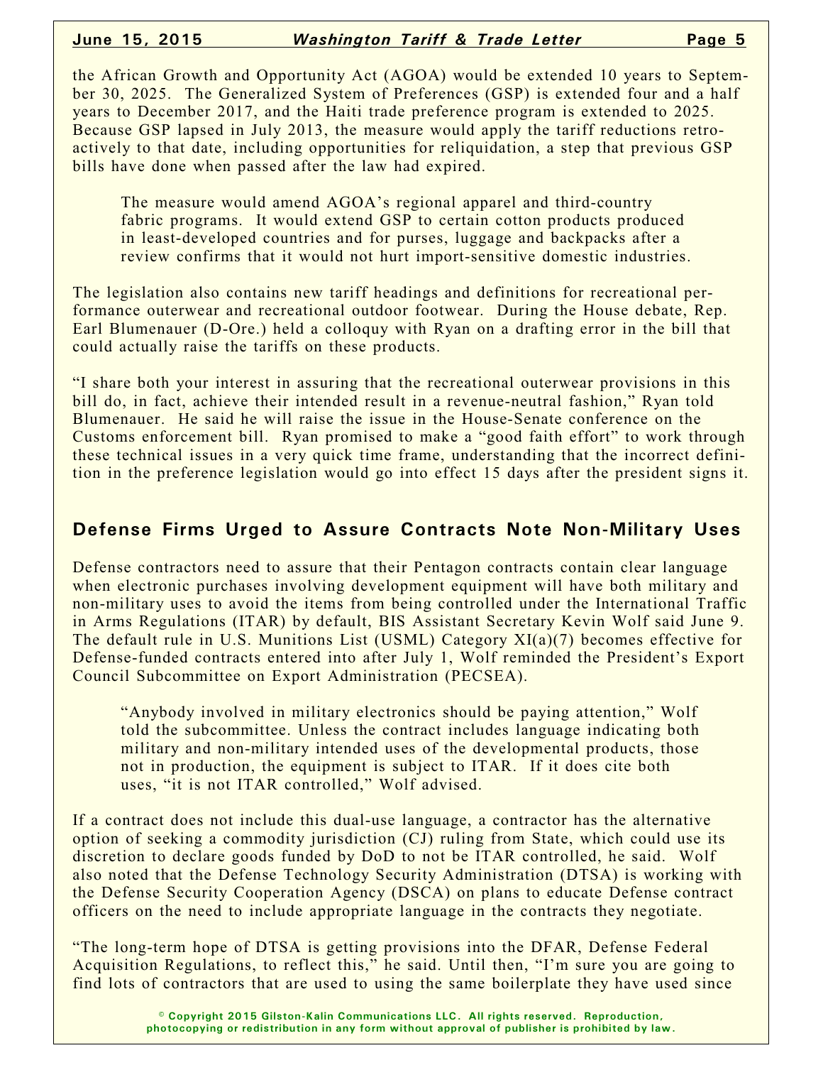the African Growth and Opportunity Act (AGOA) would be extended 10 years to September 30, 2025. The Generalized System of Preferences (GSP) is extended four and a half years to December 2017, and the Haiti trade preference program is extended to 2025. Because GSP lapsed in July 2013, the measure would apply the tariff reductions retroactively to that date, including opportunities for reliquidation, a step that previous GSP bills have done when passed after the law had expired.

> The measure would amend AGOA's regional apparel and third-country fabric programs. It would extend GSP to certain cotton products produced in least-developed countries and for purses, luggage and backpacks after a review confirms that it would not hurt import-sensitive domestic industries.

The legislation also contains new tariff headings and definitions for recreational performance outerwear and recreational outdoor footwear. During the House debate, Rep. Earl Blumenauer (D-Ore.) held a colloquy with Ryan on a drafting error in the bill that could actually raise the tariffs on these products.

"I share both your interest in assuring that the recreational outerwear provisions in this bill do, in fact, achieve their intended result in a revenue-neutral fashion," Ryan told Blumenauer. He said he will raise the issue in the House-Senate conference on the Customs enforcement bill. Ryan promised to make a "good faith effort" to work through these technical issues in a very quick time frame, understanding that the incorrect definition in the preference legislation would go into effect 15 days after the president signs it.

## Defense Firms Urged to Assure Contracts Note Non-Military Uses

Defense contractors need to assure that their Pentagon contracts contain clear language when electronic purchases involving development equipment will have both military and non-military uses to avoid the items from being controlled under the International Traffic in Arms Regulations (ITAR) by default, BIS Assistant Secretary Kevin Wolf said June 9. The default rule in U.S. Munitions List (USML) Category XI(a)(7) becomes effective for Defense-funded contracts entered into after July 1, Wolf reminded the President's Export Council Subcommittee on Export Administration (PECSEA).

> "Anybody involved in military electronics should be paying attention," Wolf told the subcommittee. Unless the contract includes language indicating both military and non-military intended uses of the developmental products, those not in production, the equipment is subject to ITAR. If it does cite both uses, "it is not ITAR controlled," Wolf advised.

If a contract does not include this dual-use language, a contractor has the alternative option of seeking a commodity jurisdiction (CJ) ruling from State, which could use its discretion to declare goods funded by DoD to not be ITAR controlled, he said. Wolf also noted that the Defense Technology Security Administration (DTSA) is working with the Defense Security Cooperation Agency (DSCA) on plans to educate Defense contract officers on the need to include appropriate language in the contracts they negotiate.

"The long-term hope of DTSA is getting provisions into the DFAR, Defense Federal Acquisition Regulations, to reflect this," he said. Until then, "I'm sure you are going to find lots of contractors that are used to using the same boilerplate they have used since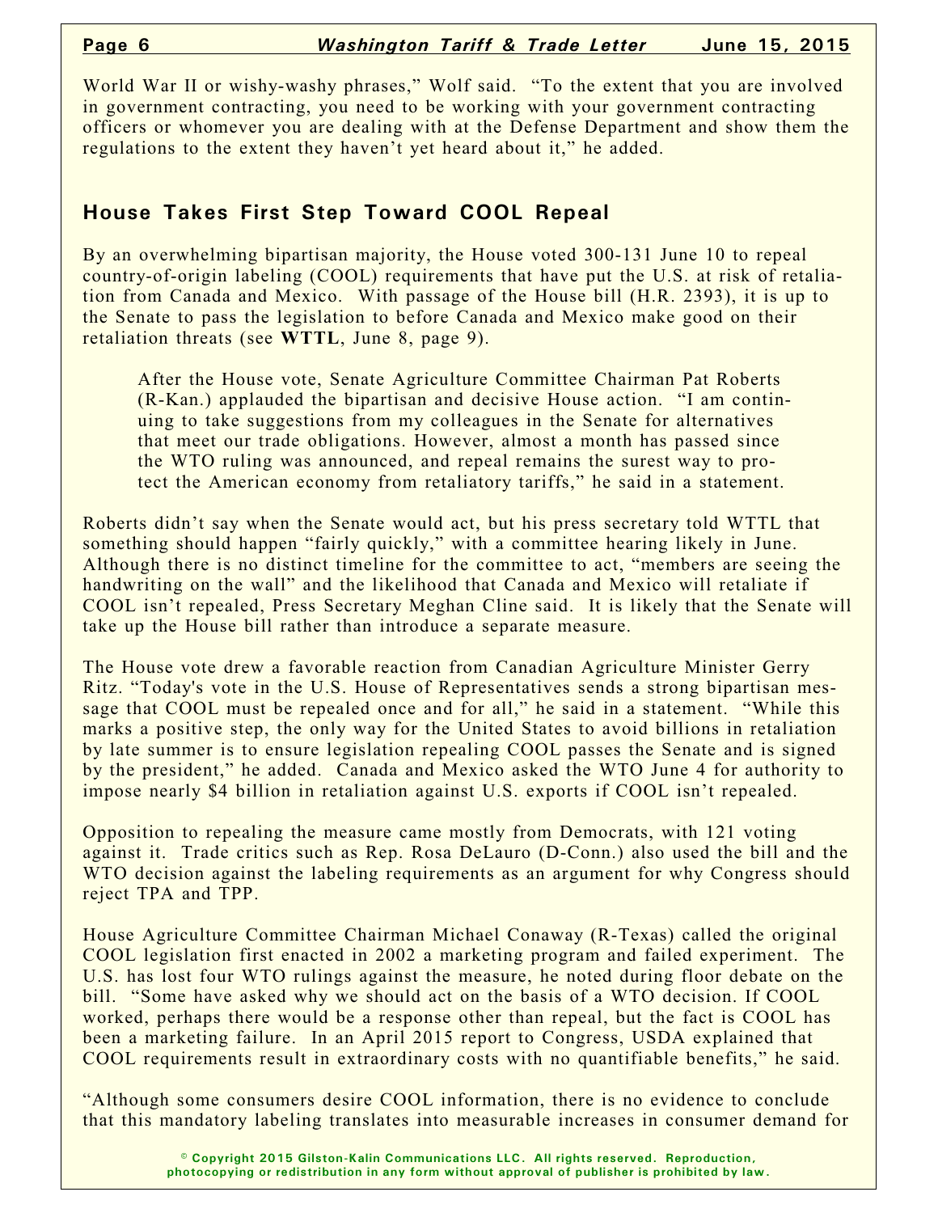World War II or wishy-washy phrases," Wolf said. "To the extent that you are involved in government contracting, you need to be working with your government contracting officers or whomever you are dealing with at the Defense Department and show them the regulations to the extent they haven't yet heard about it," he added.

## House Takes First Step Toward COOL Repeal

By an overwhelming bipartisan majority, the House voted 300-131 June 10 to repeal country-of-origin labeling (COOL) requirements that have put the U.S. at risk of retaliation from Canada and Mexico. With passage of the House bill (H.R. 2393), it is up to the Senate to pass the legislation to before Canada and Mexico make good on their retaliation threats (see **WTTL**, June 8, page 9).

> After the House vote, Senate Agriculture Committee Chairman Pat Roberts (R-Kan.) applauded the bipartisan and decisive House action. "I am continuing to take suggestions from my colleagues in the Senate for alternatives that meet our trade obligations. However, almost a month has passed since the WTO ruling was announced, and repeal remains the surest way to protect the American economy from retaliatory tariffs," he said in a statement.

Roberts didn't say when the Senate would act, but his press secretary told WTTL that something should happen "fairly quickly," with a committee hearing likely in June. Although there is no distinct timeline for the committee to act, "members are seeing the handwriting on the wall" and the likelihood that Canada and Mexico will retaliate if COOL isn't repealed, Press Secretary Meghan Cline said. It is likely that the Senate will take up the House bill rather than introduce a separate measure.

The House vote drew a favorable reaction from Canadian Agriculture Minister Gerry Ritz. "Today's vote in the U.S. House of Representatives sends a strong bipartisan message that COOL must be repealed once and for all," he said in a statement. "While this marks a positive step, the only way for the United States to avoid billions in retaliation by late summer is to ensure legislation repealing COOL passes the Senate and is signed by the president," he added. Canada and Mexico asked the WTO June 4 for authority to impose nearly $4 billion in retaliation against U.S. exports if COOL isn't repealed.

Opposition to repealing the measure came mostly from Democrats, with 121 voting against it. Trade critics such as Rep. Rosa DeLauro (D-Conn.) also used the bill and the WTO decision against the labeling requirements as an argument for why Congress should reject TPA and TPP.

House Agriculture Committee Chairman Michael Conaway (R-Texas) called the original COOL legislation first enacted in 2002 a marketing program and failed experiment. The U.S. has lost four WTO rulings against the measure, he noted during floor debate on the bill. "Some have asked why we should act on the basis of a WTO decision. If COOL worked, perhaps there would be a response other than repeal, but the fact is COOL has been a marketing failure. In an April 2015 report to Congress, USDA explained that COOL requirements result in extraordinary costs with no quantifiable benefits," he said.

"Although some consumers desire COOL information, there is no evidence to conclude that this mandatory labeling translates into measurable increases in consumer demand for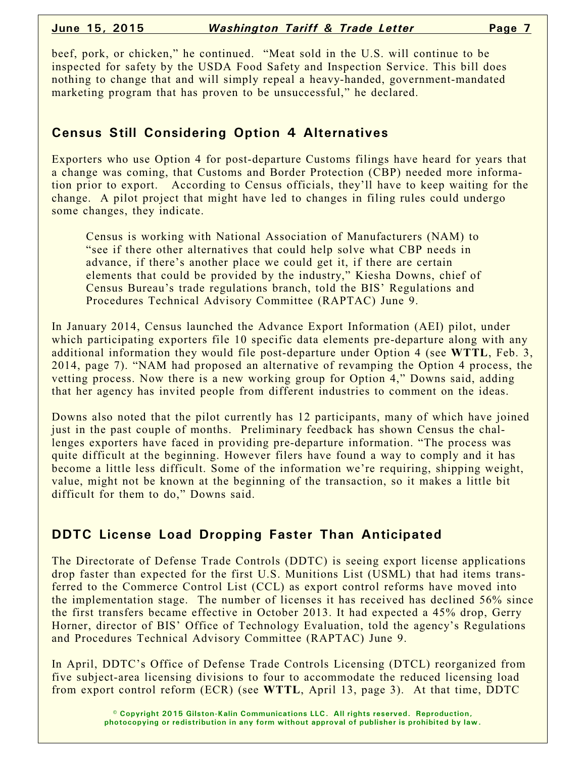beef, pork, or chicken," he continued. "Meat sold in the U.S. will continue to be inspected for safety by the USDA Food Safety and Inspection Service. This bill does nothing to change that and will simply repeal a heavy-handed, government-mandated marketing program that has proven to be unsuccessful," he declared.

## Census Still Considering Option 4 Alternatives

Exporters who use Option 4 for post-departure Customs filings have heard for years that a change was coming, that Customs and Border Protection (CBP) needed more information prior to export. According to Census officials, they'll have to keep waiting for the change. A pilot project that might have led to changes in filing rules could undergo some changes, they indicate.

> Census is working with National Association of Manufacturers (NAM) to "see if there other alternatives that could help solve what CBP needs in advance, if there's another place we could get it, if there are certain elements that could be provided by the industry," Kiesha Downs, chief of Census Bureau's trade regulations branch, told the BIS' Regulations and Procedures Technical Advisory Committee (RAPTAC) June 9.

In January 2014, Census launched the Advance Export Information (AEI) pilot, under which participating exporters file 10 specific data elements pre-departure along with any additional information they would file post-departure under Option 4 (see **WTTL**, Feb. 3, 2014, page 7). "NAM had proposed an alternative of revamping the Option 4 process, the vetting process. Now there is a new working group for Option 4," Downs said, adding that her agency has invited people from different industries to comment on the ideas.

Downs also noted that the pilot currently has 12 participants, many of which have joined just in the past couple of months. Preliminary feedback has shown Census the challenges exporters have faced in providing pre-departure information. "The process was quite difficult at the beginning. However filers have found a way to comply and it has become a little less difficult. Some of the information we're requiring, shipping weight, value, might not be known at the beginning of the transaction, so it makes a little bit difficult for them to do," Downs said.

## DDTC License Load Dropping Faster Than Anticipated

The Directorate of Defense Trade Controls (DDTC) is seeing export license applications drop faster than expected for the first U.S. Munitions List (USML) that had items transferred to the Commerce Control List (CCL) as export control reforms have moved into the implementation stage. The number of licenses it has received has declined 56% since the first transfers became effective in October 2013. It had expected a 45% drop, Gerry Horner, director of BIS' Office of Technology Evaluation, told the agency's Regulations and Procedures Technical Advisory Committee (RAPTAC) June 9.

In April, DDTC's Office of Defense Trade Controls Licensing (DTCL) reorganized from five subject-area licensing divisions to four to accommodate the reduced licensing load from export control reform (ECR) (see **WTTL**, April 13, page 3). At that time, DDTC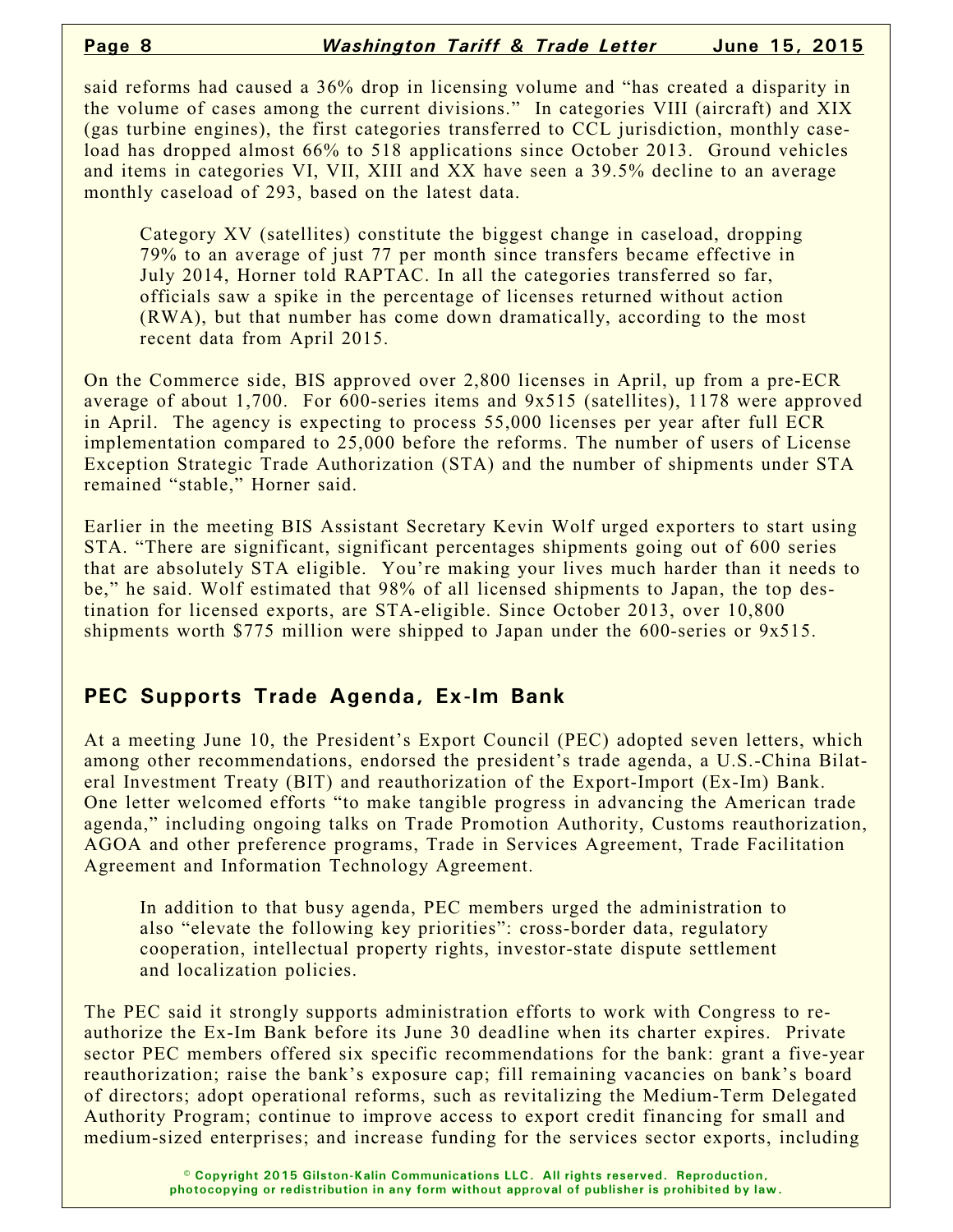said reforms had caused a 36% drop in licensing volume and "has created a disparity in the volume of cases among the current divisions." In categories VIII (aircraft) and XIX (gas turbine engines), the first categories transferred to CCL jurisdiction, monthly caseload has dropped almost 66% to 518 applications since October 2013. Ground vehicles and items in categories VI, VII, XIII and XX have seen a 39.5% decline to an average monthly caseload of 293, based on the latest data.

Category XV (satellites) constitute the biggest change in caseload, dropping 79% to an average of just 77 per month since transfers became effective in July 2014, Horner told RAPTAC. In all the categories transferred so far, officials saw a spike in the percentage of licenses returned without action (RWA), but that number has come down dramatically, according to the most recent data from April 2015.

On the Commerce side, BIS approved over 2,800 licenses in April, up from a pre-ECR average of about 1,700. For 600-series items and 9x515 (satellites), 1178 were approved in April. The agency is expecting to process 55,000 licenses per year after full ECR implementation compared to 25,000 before the reforms. The number of users of License Exception Strategic Trade Authorization (STA) and the number of shipments under STA remained "stable," Horner said.

Earlier in the meeting BIS Assistant Secretary Kevin Wolf urged exporters to start using STA. "There are significant, significant percentages shipments going out of 600 series that are absolutely STA eligible. You're making your lives much harder than it needs to be," he said. Wolf estimated that 98% of all licensed shipments to Japan, the top destination for licensed exports, are STA-eligible. Since October 2013, over 10,800 shipments worth $775 million were shipped to Japan under the 600-series or 9x515.

## PEC Supports Trade Agenda, Ex-Im Bank

At a meeting June 10, the President's Export Council (PEC) adopted seven letters, which among other recommendations, endorsed the president's trade agenda, a U.S.-China Bilateral Investment Treaty (BIT) and reauthorization of the Export-Import (Ex-Im) Bank. One letter welcomed efforts "to make tangible progress in advancing the American trade agenda," including ongoing talks on Trade Promotion Authority, Customs reauthorization, AGOA and other preference programs, Trade in Services Agreement, Trade Facilitation Agreement and Information Technology Agreement.

In addition to that busy agenda, PEC members urged the administration to also "elevate the following key priorities": cross-border data, regulatory cooperation, intellectual property rights, investor-state dispute settlement and localization policies.

The PEC said it strongly supports administration efforts to work with Congress to reauthorize the Ex-Im Bank before its June 30 deadline when its charter expires. Private sector PEC members offered six specific recommendations for the bank: grant a five-year reauthorization; raise the bank's exposure cap; fill remaining vacancies on bank's board of directors; adopt operational reforms, such as revitalizing the Medium-Term Delegated Authority Program; continue to improve access to export credit financing for small and medium-sized enterprises; and increase funding for the services sector exports, including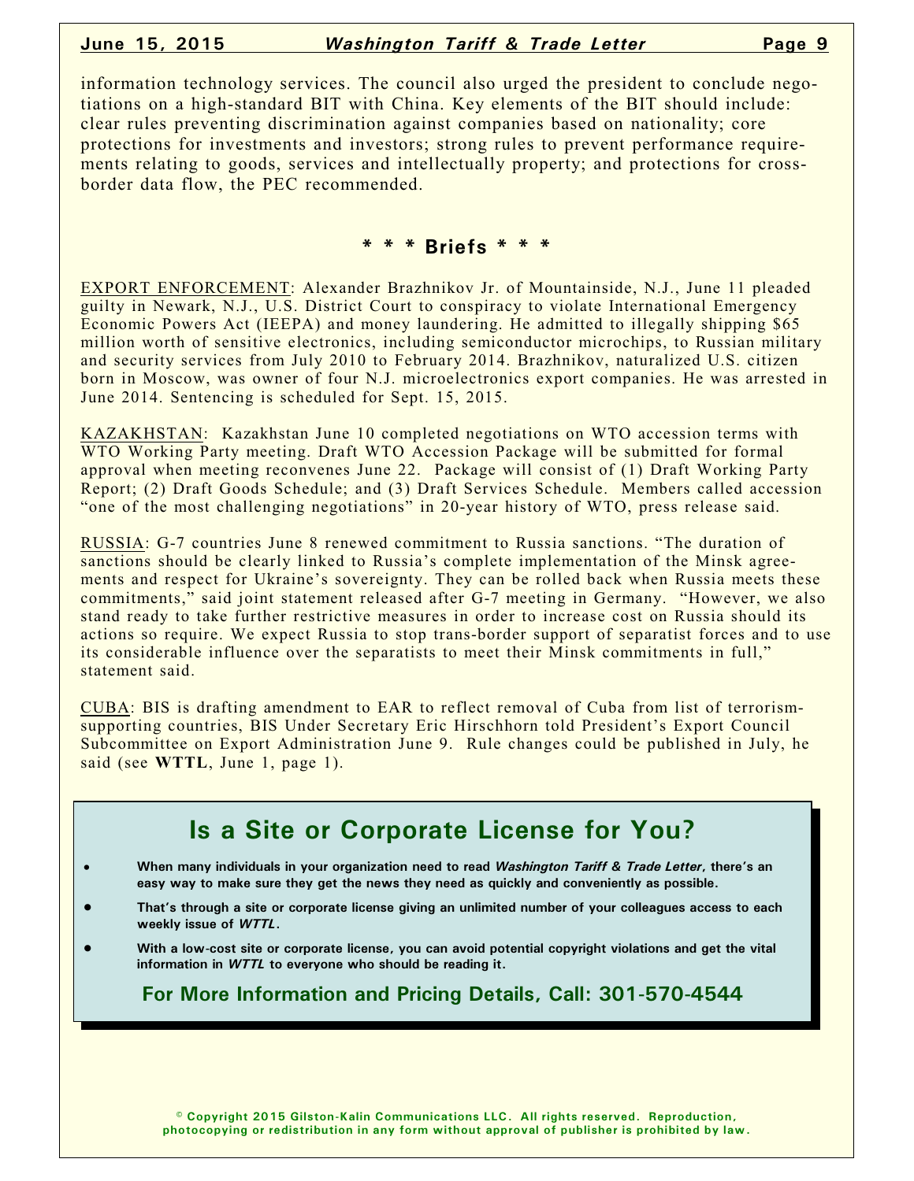information technology services. The council also urged the president to conclude negotiations on a high-standard BIT with China. Key elements of the BIT should include: clear rules preventing discrimination against companies based on nationality; core protections for investments and investors; strong rules to prevent performance requirements relating to goods, services and intellectually property; and protections for cross-border data flow, the PEC recommended.

## * * * Briefs * * *

EXPORT ENFORCEMENT: Alexander Brazhnikov Jr. of Mountainside, N.J., June 11 pleaded guilty in Newark, N.J., U.S. District Court to conspiracy to violate International Emergency Economic Powers Act (IEEPA) and money laundering. He admitted to illegally shipping $65 million worth of sensitive electronics, including semiconductor microchips, to Russian military and security services from July 2010 to February 2014. Brazhnikov, naturalized U.S. citizen born in Moscow, was owner of four N.J. microelectronics export companies. He was arrested in June 2014. Sentencing is scheduled for Sept. 15, 2015.

KAZAKHSTAN: Kazakhstan June 10 completed negotiations on WTO accession terms with WTO Working Party meeting. Draft WTO Accession Package will be submitted for formal approval when meeting reconvenes June 22. Package will consist of (1) Draft Working Party Report; (2) Draft Goods Schedule; and (3) Draft Services Schedule. Members called accession "one of the most challenging negotiations" in 20-year history of WTO, press release said.

RUSSIA: G-7 countries June 8 renewed commitment to Russia sanctions. "The duration of sanctions should be clearly linked to Russia's complete implementation of the Minsk agreements and respect for Ukraine's sovereignty. They can be rolled back when Russia meets these commitments," said joint statement released after G-7 meeting in Germany. "However, we also stand ready to take further restrictive measures in order to increase cost on Russia should its actions so require. We expect Russia to stop trans-border support of separatist forces and to use its considerable influence over the separatists to meet their Minsk commitments in full," statement said.

CUBA: BIS is drafting amendment to EAR to reflect removal of Cuba from list of terrorism-supporting countries, BIS Under Secretary Eric Hirschhorn told President's Export Council Subcommittee on Export Administration June 9. Rule changes could be published in July, he said (see **WTTL**, June 1, page 1).

## Is a Site or Corporate License for You?

- **When many individuals in your organization need to read *Washington Tariff & Trade Letter*, there's an easy way to make sure they get the news they need as quickly and conveniently as possible.**
- **That's through a site or corporate license giving an unlimited number of your colleagues access to each weekly issue of *WTTL*.**
- **With a low-cost site or corporate license, you can avoid potential copyright violations and get the vital information in *WTTL* to everyone who should be reading it.**

**For More Information and Pricing Details, Call: 301-570-4544**

© Copyright 2015 Gilston-Kalin Communications LLC. All rights reserved. Reproduction, photocopying or redistribution in any form without approval of publisher is prohibited by law.